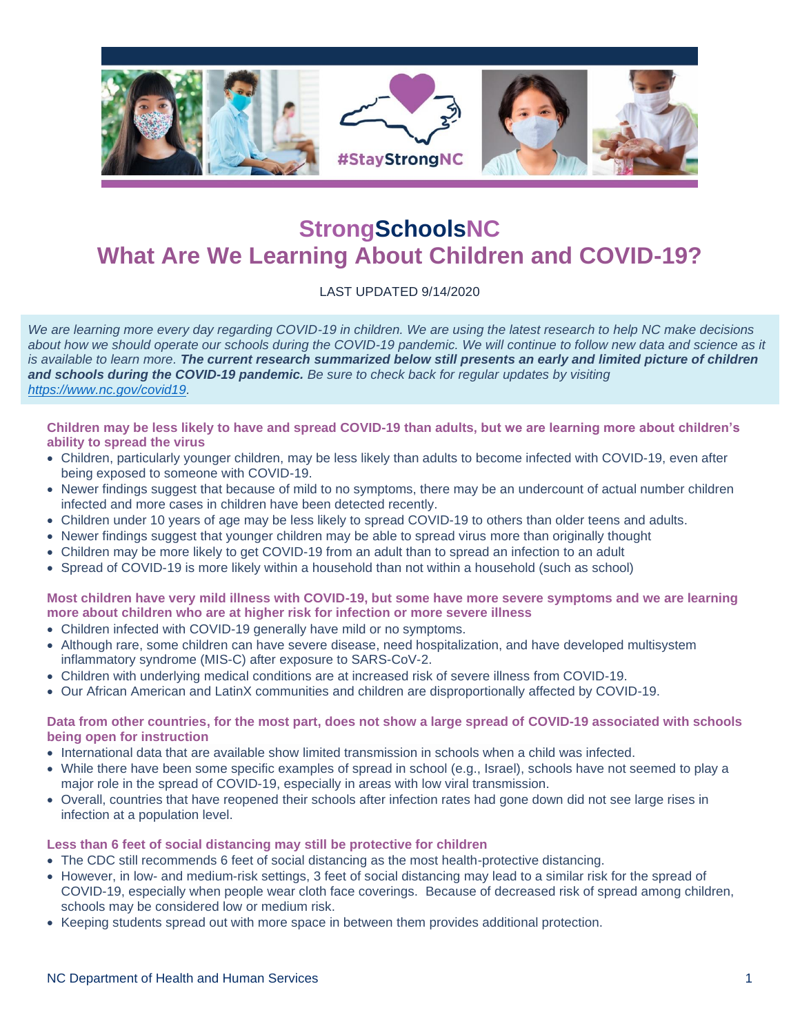# StrongSchoolsNC
# What Are We Learning About Children and COVID-19?

LAST UPDATED 9/14/2020

*We are learning more every day regarding COVID-19 in children. We are using the latest research to help NC make decisions about how we should operate our schools during the COVID-19 pandemic. We will continue to follow new data and science as it is available to learn more.* ***The current research summarized below still presents an early and limited picture of children and schools during the COVID-19 pandemic.*** *Be sure to check back for regular updates by visiting [https://www.nc.gov/covid19](https://www.nc.gov/covid19).*

### Children may be less likely to have and spread COVID-19 than adults, but we are learning more about children's ability to spread the virus

- Children, particularly younger children, may be less likely than adults to become infected with COVID-19, even after being exposed to someone with COVID-19.
- Newer findings suggest that because of mild to no symptoms, there may be an undercount of actual number children infected and more cases in children have been detected recently.
- Children under 10 years of age may be less likely to spread COVID-19 to others than older teens and adults.
- Newer findings suggest that younger children may be able to spread virus more than originally thought
- Children may be more likely to get COVID-19 from an adult than to spread an infection to an adult
- Spread of COVID-19 is more likely within a household than not within a household (such as school)

### Most children have very mild illness with COVID-19, but some have more severe symptoms and we are learning more about children who are at higher risk for infection or more severe illness

- Children infected with COVID-19 generally have mild or no symptoms.
- Although rare, some children can have severe disease, need hospitalization, and have developed multisystem inflammatory syndrome (MIS-C) after exposure to SARS-CoV-2.
- Children with underlying medical conditions are at increased risk of severe illness from COVID-19.
- Our African American and LatinX communities and children are disproportionally affected by COVID-19.

### Data from other countries, for the most part, does not show a large spread of COVID-19 associated with schools being open for instruction

- International data that are available show limited transmission in schools when a child was infected.
- While there have been some specific examples of spread in school (e.g., Israel), schools have not seemed to play a major role in the spread of COVID-19, especially in areas with low viral transmission.
- Overall, countries that have reopened their schools after infection rates had gone down did not see large rises in infection at a population level.

### Less than 6 feet of social distancing may still be protective for children

- The CDC still recommends 6 feet of social distancing as the most health-protective distancing.
- However, in low- and medium-risk settings, 3 feet of social distancing may lead to a similar risk for the spread of COVID-19, especially when people wear cloth face coverings. Because of decreased risk of spread among children, schools may be considered low or medium risk.
- Keeping students spread out with more space in between them provides additional protection.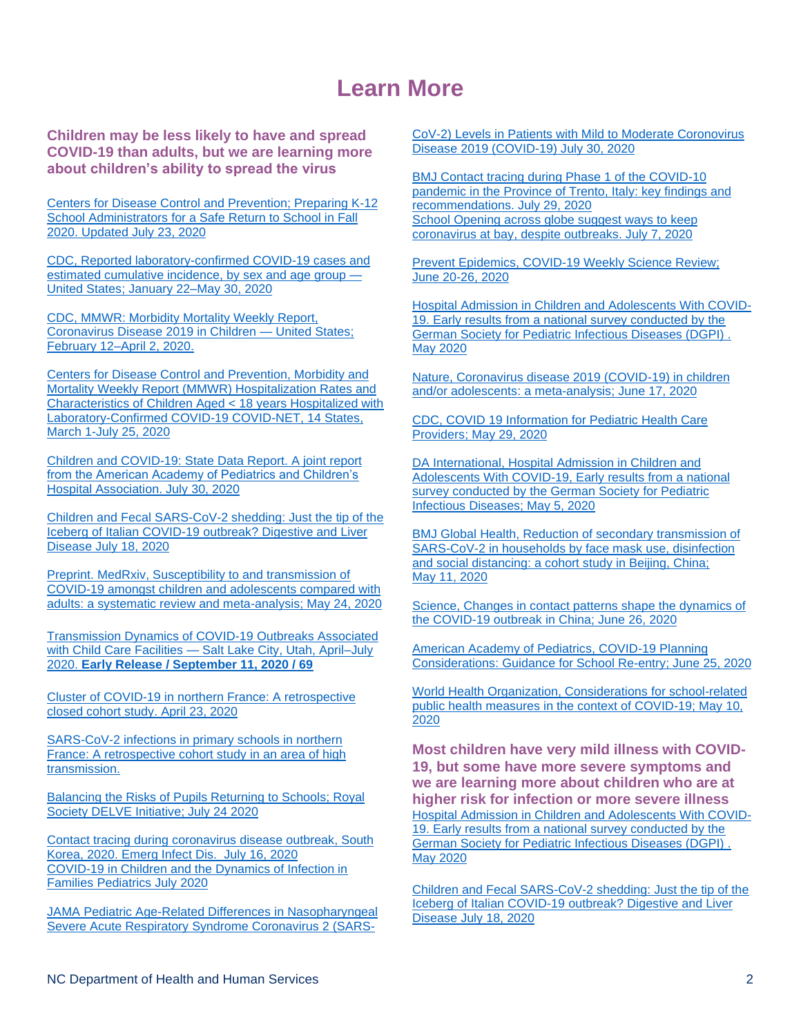# Learn More

## Children may be less likely to have and spread COVID-19 than adults, but we are learning more about children's ability to spread the virus

Centers for Disease Control and Prevention; Preparing K-12 School Administrators for a Safe Return to School in Fall 2020. Updated July 23, 2020

CDC, Reported laboratory-confirmed COVID-19 cases and estimated cumulative incidence, by sex and age group — United States; January 22–May 30, 2020

CDC, MMWR: Morbidity Mortality Weekly Report, Coronavirus Disease 2019 in Children — United States; February 12–April 2, 2020.

Centers for Disease Control and Prevention, Morbidity and Mortality Weekly Report (MMWR) Hospitalization Rates and Characteristics of Children Aged < 18 years Hospitalized with Laboratory-Confirmed COVID-19 COVID-NET, 14 States, March 1-July 25, 2020

Children and COVID-19: State Data Report. A joint report from the American Academy of Pediatrics and Children's Hospital Association. July 30, 2020

Children and Fecal SARS-CoV-2 shedding: Just the tip of the Iceberg of Italian COVID-19 outbreak? Digestive and Liver Disease July 18, 2020

Preprint. MedRxiv, Susceptibility to and transmission of COVID-19 amongst children and adolescents compared with adults: a systematic review and meta-analysis; May 24, 2020

Transmission Dynamics of COVID-19 Outbreaks Associated with Child Care Facilities — Salt Lake City, Utah, April–July 2020. **Early Release / September 11, 2020 / 69**

Cluster of COVID-19 in northern France: A retrospective closed cohort study. April 23, 2020

SARS-CoV-2 infections in primary schools in northern France: A retrospective cohort study in an area of high transmission.

Balancing the Risks of Pupils Returning to Schools; Royal Society DELVE Initiative; July 24 2020

Contact tracing during coronavirus disease outbreak, South Korea, 2020. Emerg Infect Dis. July 16, 2020
COVID-19 in Children and the Dynamics of Infection in Families Pediatrics July 2020

JAMA Pediatric Age-Related Differences in Nasopharyngeal Severe Acute Respiratory Syndrome Coronavirus 2 (SARS-CoV-2) Levels in Patients with Mild to Moderate Coronavirus Disease 2019 (COVID-19) July 30, 2020

BMJ Contact tracing during Phase 1 of the COVID-10 pandemic in the Province of Trento, Italy: key findings and recommendations. July 29, 2020
School Opening across globe suggest ways to keep coronavirus at bay, despite outbreaks. July 7, 2020

Prevent Epidemics, COVID-19 Weekly Science Review; June 20-26, 2020

Hospital Admission in Children and Adolescents With COVID-19. Early results from a national survey conducted by the German Society for Pediatric Infectious Diseases (DGPI) . May 2020

Nature, Coronavirus disease 2019 (COVID-19) in children and/or adolescents: a meta-analysis; June 17, 2020

CDC, COVID 19 Information for Pediatric Health Care Providers; May 29, 2020

DA International, Hospital Admission in Children and Adolescents With COVID-19, Early results from a national survey conducted by the German Society for Pediatric Infectious Diseases; May 5, 2020

BMJ Global Health, Reduction of secondary transmission of SARS-CoV-2 in households by face mask use, disinfection and social distancing: a cohort study in Beijing, China; May 11, 2020

Science, Changes in contact patterns shape the dynamics of the COVID-19 outbreak in China; June 26, 2020

American Academy of Pediatrics, COVID-19 Planning Considerations: Guidance for School Re-entry; June 25, 2020

World Health Organization, Considerations for school-related public health measures in the context of COVID-19; May 10, 2020

## Most children have very mild illness with COVID-19, but some have more severe symptoms and we are learning more about children who are at higher risk for infection or more severe illness

Hospital Admission in Children and Adolescents With COVID-19. Early results from a national survey conducted by the German Society for Pediatric Infectious Diseases (DGPI) . May 2020

Children and Fecal SARS-CoV-2 shedding: Just the tip of the Iceberg of Italian COVID-19 outbreak? Digestive and Liver Disease July 18, 2020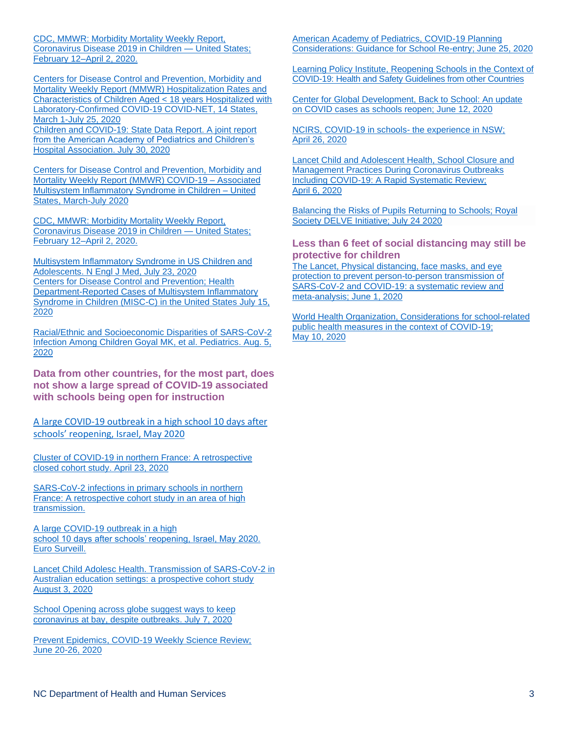CDC, MMWR: Morbidity Mortality Weekly Report, Coronavirus Disease 2019 in Children — United States; February 12–April 2, 2020.

Centers for Disease Control and Prevention, Morbidity and Mortality Weekly Report (MMWR) Hospitalization Rates and Characteristics of Children Aged < 18 years Hospitalized with Laboratory-Confirmed COVID-19 COVID-NET, 14 States, March 1-July 25, 2020

Children and COVID-19: State Data Report. A joint report from the American Academy of Pediatrics and Children's Hospital Association. July 30, 2020

Centers for Disease Control and Prevention, Morbidity and Mortality Weekly Report (MMWR) COVID-19 – Associated Multisystem Inflammatory Syndrome in Children – United States, March-July 2020

CDC, MMWR: Morbidity Mortality Weekly Report, Coronavirus Disease 2019 in Children — United States; February 12–April 2, 2020.

Multisystem Inflammatory Syndrome in US Children and Adolescents. N Engl J Med, July 23, 2020

Centers for Disease Control and Prevention; Health Department-Reported Cases of Multisystem Inflammatory Syndrome in Children (MISC-C) in the United States July 15, 2020

Racial/Ethnic and Socioeconomic Disparities of SARS-CoV-2 Infection Among Children Goyal MK, et al. Pediatrics. Aug. 5, 2020

### Data from other countries, for the most part, does not show a large spread of COVID-19 associated with schools being open for instruction

A large COVID-19 outbreak in a high school 10 days after schools' reopening, Israel, May 2020

Cluster of COVID-19 in northern France: A retrospective closed cohort study. April 23, 2020

SARS-CoV-2 infections in primary schools in northern France: A retrospective cohort study in an area of high transmission.

A large COVID-19 outbreak in a high school 10 days after schools' reopening, Israel, May 2020. Euro Surveill.

Lancet Child Adolesc Health. Transmission of SARS-CoV-2 in Australian education settings: a prospective cohort study August 3, 2020

School Opening across globe suggest ways to keep coronavirus at bay, despite outbreaks. July 7, 2020

Prevent Epidemics, COVID-19 Weekly Science Review; June 20-26, 2020

American Academy of Pediatrics, COVID-19 Planning Considerations: Guidance for School Re-entry; June 25, 2020

Learning Policy Institute, Reopening Schools in the Context of COVID-19: Health and Safety Guidelines from other Countries

Center for Global Development, Back to School: An update on COVID cases as schools reopen; June 12, 2020

NCIRS, COVID-19 in schools- the experience in NSW; April 26, 2020

Lancet Child and Adolescent Health, School Closure and Management Practices During Coronavirus Outbreaks Including COVID-19: A Rapid Systematic Review; April 6, 2020

Balancing the Risks of Pupils Returning to Schools; Royal Society DELVE Initiative; July 24 2020

### Less than 6 feet of social distancing may still be protective for children

The Lancet, Physical distancing, face masks, and eye protection to prevent person-to-person transmission of SARS-CoV-2 and COVID-19: a systematic review and meta-analysis; June 1, 2020

World Health Organization, Considerations for school-related public health measures in the context of COVID-19; May 10, 2020